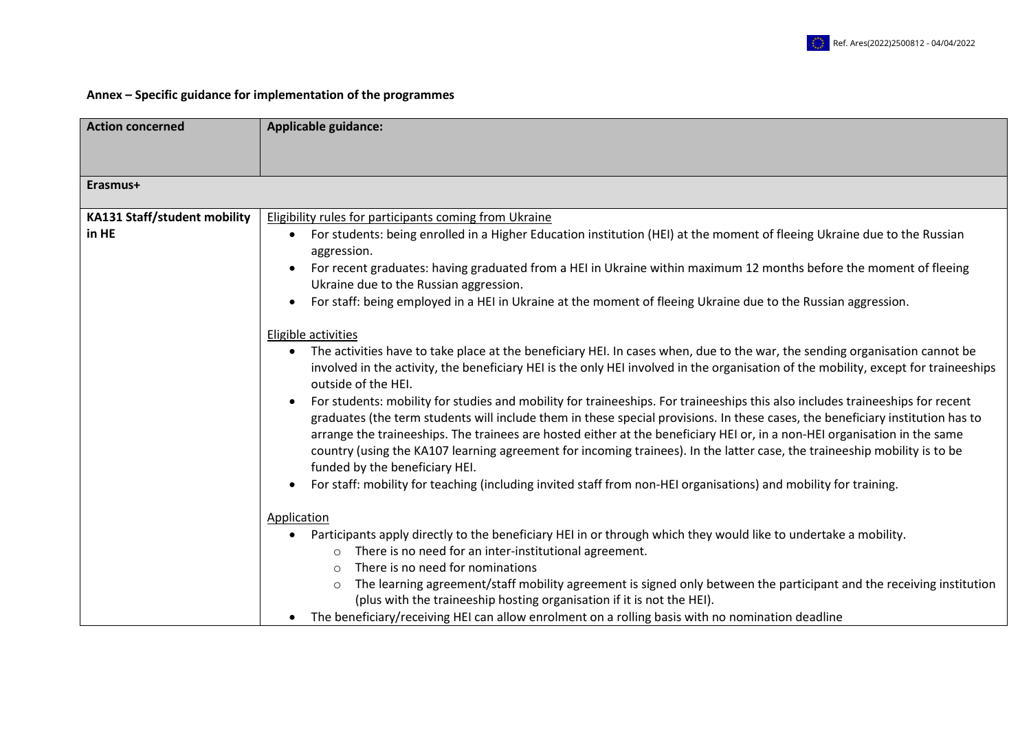## Annex – Specific guidance for implementation of the programmes

| Action concerned | Applicable guidance: |
| --- | --- |
| **Erasmus+** | |
| **KA131 Staff/student mobility in HE** | <u>Eligibility rules for participants coming from Ukraine</u><br>• For students: being enrolled in a Higher Education institution (HEI) at the moment of fleeing Ukraine due to the Russian aggression.<br>• For recent graduates: having graduated from a HEI in Ukraine within maximum 12 months before the moment of fleeing Ukraine due to the Russian aggression.<br>• For staff: being employed in a HEI in Ukraine at the moment of fleeing Ukraine due to the Russian aggression.<br><br><u>Eligible activities</u><br>• The activities have to take place at the beneficiary HEI. In cases when, due to the war, the sending organisation cannot be involved in the activity, the beneficiary HEI is the only HEI involved in the organisation of the mobility, except for traineeships outside of the HEI.<br>• For students: mobility for studies and mobility for traineeships. For traineeships this also includes traineeships for recent graduates (the term students will include them in these special provisions. In these cases, the beneficiary institution has to arrange the traineeships. The trainees are hosted either at the beneficiary HEI or, in a non-HEI organisation in the same country (using the KA107 learning agreement for incoming trainees). In the latter case, the traineeship mobility is to be funded by the beneficiary HEI.<br>• For staff: mobility for teaching (including invited staff from non-HEI organisations) and mobility for training.<br><br><u>Application</u><br>• Participants apply directly to the beneficiary HEI in or through which they would like to undertake a mobility.<br>&nbsp;&nbsp;&nbsp;&nbsp;○ There is no need for an inter-institutional agreement.<br>&nbsp;&nbsp;&nbsp;&nbsp;○ There is no need for nominations<br>&nbsp;&nbsp;&nbsp;&nbsp;○ The learning agreement/staff mobility agreement is signed only between the participant and the receiving institution (plus with the traineeship hosting organisation if it is not the HEI).<br>• The beneficiary/receiving HEI can allow enrolment on a rolling basis with no nomination deadline |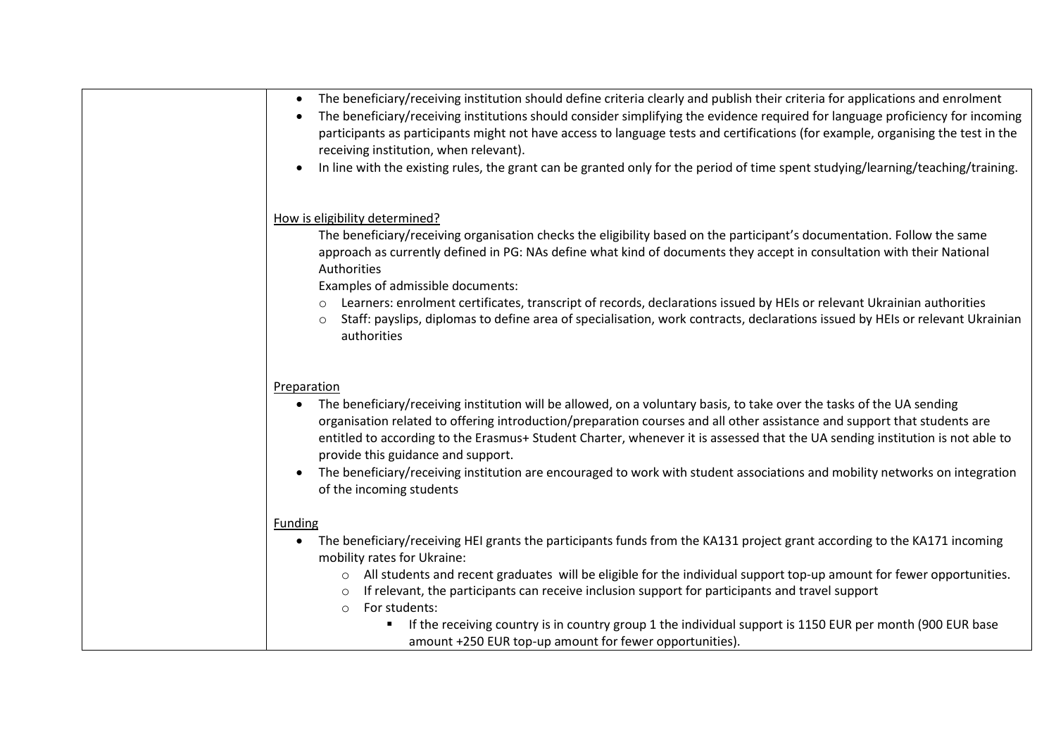|  |  |
|---|---|
|  | • The beneficiary/receiving institution should define criteria clearly and publish their criteria for applications and enrolment<br>• The beneficiary/receiving institutions should consider simplifying the evidence required for language proficiency for incoming participants as participants might not have access to language tests and certifications (for example, organising the test in the receiving institution, when relevant).<br>• In line with the existing rules, the grant can be granted only for the period of time spent studying/learning/teaching/training.<br><br><u>How is eligibility determined?</u><br>The beneficiary/receiving organisation checks the eligibility based on the participant's documentation. Follow the same approach as currently defined in PG: NAs define what kind of documents they accept in consultation with their National Authorities<br>Examples of admissible documents:<br>○ Learners: enrolment certificates, transcript of records, declarations issued by HEIs or relevant Ukrainian authorities<br>○ Staff: payslips, diplomas to define area of specialisation, work contracts, declarations issued by HEIs or relevant Ukrainian authorities<br><br><u>Preparation</u><br>• The beneficiary/receiving institution will be allowed, on a voluntary basis, to take over the tasks of the UA sending organisation related to offering introduction/preparation courses and all other assistance and support that students are entitled to according to the Erasmus+ Student Charter, whenever it is assessed that the UA sending institution is not able to provide this guidance and support.<br>• The beneficiary/receiving institution are encouraged to work with student associations and mobility networks on integration of the incoming students<br><br><u>Funding</u><br>• The beneficiary/receiving HEI grants the participants funds from the KA131 project grant according to the KA171 incoming mobility rates for Ukraine:<br>○ All students and recent graduates will be eligible for the individual support top-up amount for fewer opportunities.<br>○ If relevant, the participants can receive inclusion support for participants and travel support<br>○ For students:<br>▪ If the receiving country is in country group 1 the individual support is 1150 EUR per month (900 EUR base amount +250 EUR top-up amount for fewer opportunities). |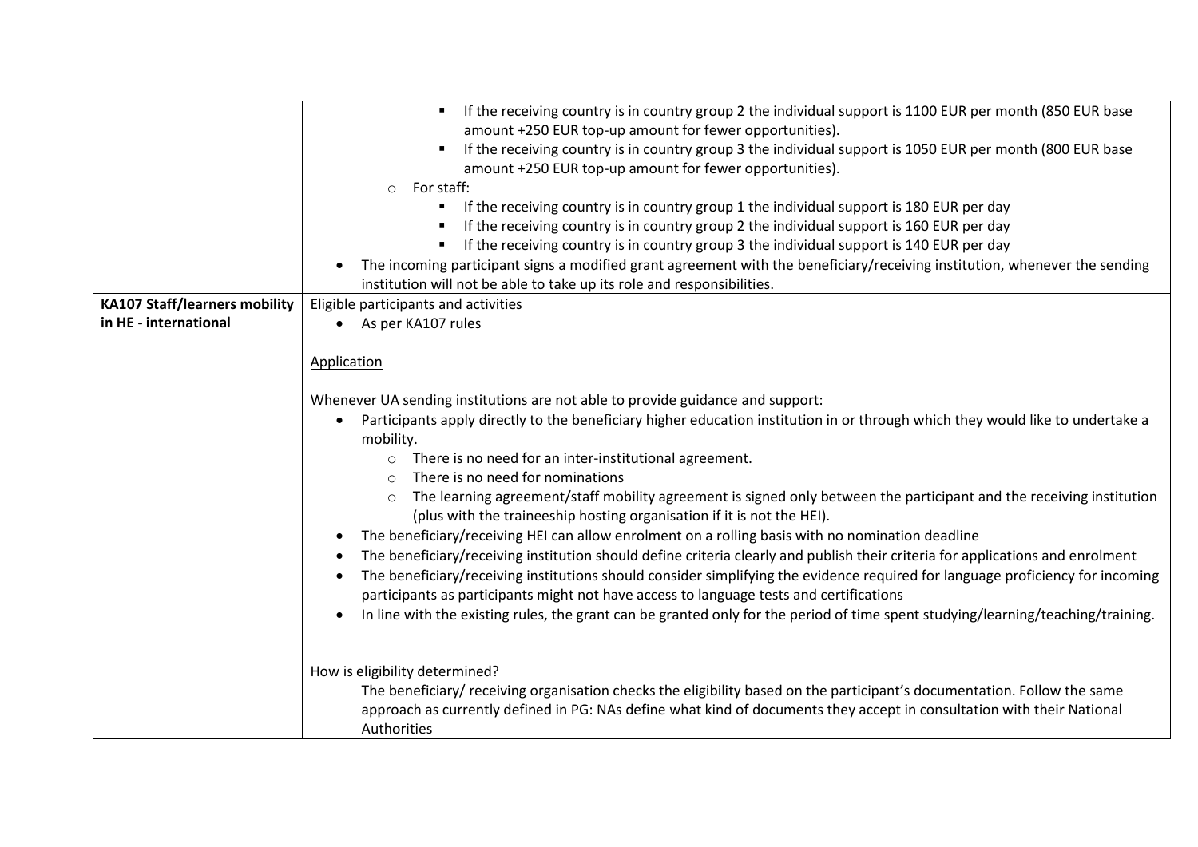| | |
|---|---|
| | ▪ If the receiving country is in country group 2 the individual support is 1100 EUR per month (850 EUR base amount +250 EUR top-up amount for fewer opportunities).<br>▪ If the receiving country is in country group 3 the individual support is 1050 EUR per month (800 EUR base amount +250 EUR top-up amount for fewer opportunities).<br>o For staff:<br>▪ If the receiving country is in country group 1 the individual support is 180 EUR per day<br>▪ If the receiving country is in country group 2 the individual support is 160 EUR per day<br>▪ If the receiving country is in country group 3 the individual support is 140 EUR per day<br>• The incoming participant signs a modified grant agreement with the beneficiary/receiving institution, whenever the sending institution will not be able to take up its role and responsibilities. |
| **KA107 Staff/learners mobility in HE - international** | Eligible participants and activities<br>• As per KA107 rules<br><br>Application<br><br>Whenever UA sending institutions are not able to provide guidance and support:<br>• Participants apply directly to the beneficiary higher education institution in or through which they would like to undertake a mobility.<br>o There is no need for an inter-institutional agreement.<br>o There is no need for nominations<br>o The learning agreement/staff mobility agreement is signed only between the participant and the receiving institution (plus with the traineeship hosting organisation if it is not the HEI).<br>• The beneficiary/receiving HEI can allow enrolment on a rolling basis with no nomination deadline<br>• The beneficiary/receiving institution should define criteria clearly and publish their criteria for applications and enrolment<br>• The beneficiary/receiving institutions should consider simplifying the evidence required for language proficiency for incoming participants as participants might not have access to language tests and certifications<br>• In line with the existing rules, the grant can be granted only for the period of time spent studying/learning/teaching/training.<br><br>How is eligibility determined?<br>The beneficiary/ receiving organisation checks the eligibility based on the participant's documentation. Follow the same approach as currently defined in PG: NAs define what kind of documents they accept in consultation with their National Authorities |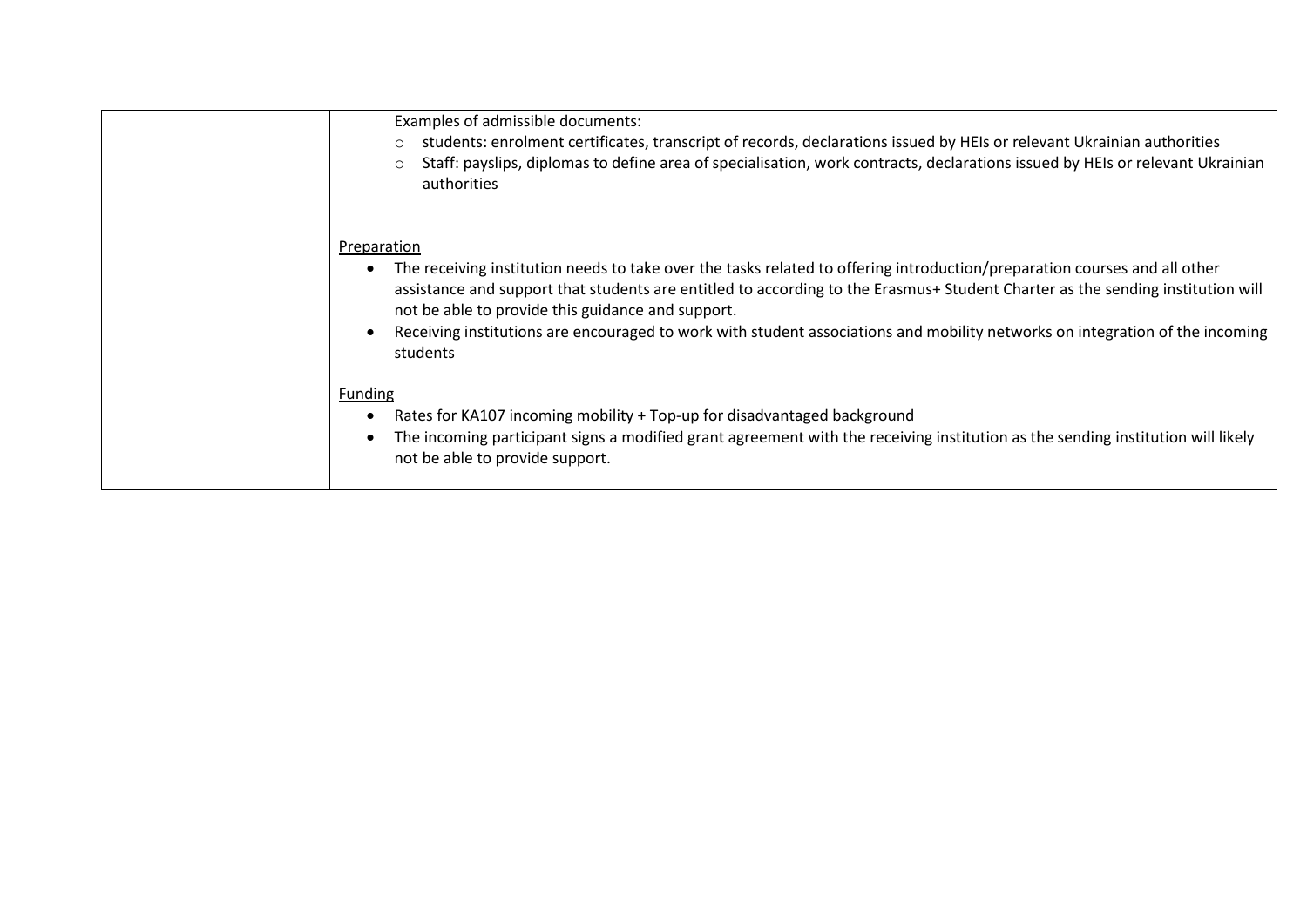| | |
|---|---|
| | Examples of admissible documents:<br>○ students: enrolment certificates, transcript of records, declarations issued by HEIs or relevant Ukrainian authorities<br>○ Staff: payslips, diplomas to define area of specialisation, work contracts, declarations issued by HEIs or relevant Ukrainian authorities<br><br><u>Preparation</u><br>• The receiving institution needs to take over the tasks related to offering introduction/preparation courses and all other assistance and support that students are entitled to according to the Erasmus+ Student Charter as the sending institution will not be able to provide this guidance and support.<br>• Receiving institutions are encouraged to work with student associations and mobility networks on integration of the incoming students<br><br><u>Funding</u><br>• Rates for KA107 incoming mobility + Top-up for disadvantaged background<br>• The incoming participant signs a modified grant agreement with the receiving institution as the sending institution will likely not be able to provide support. |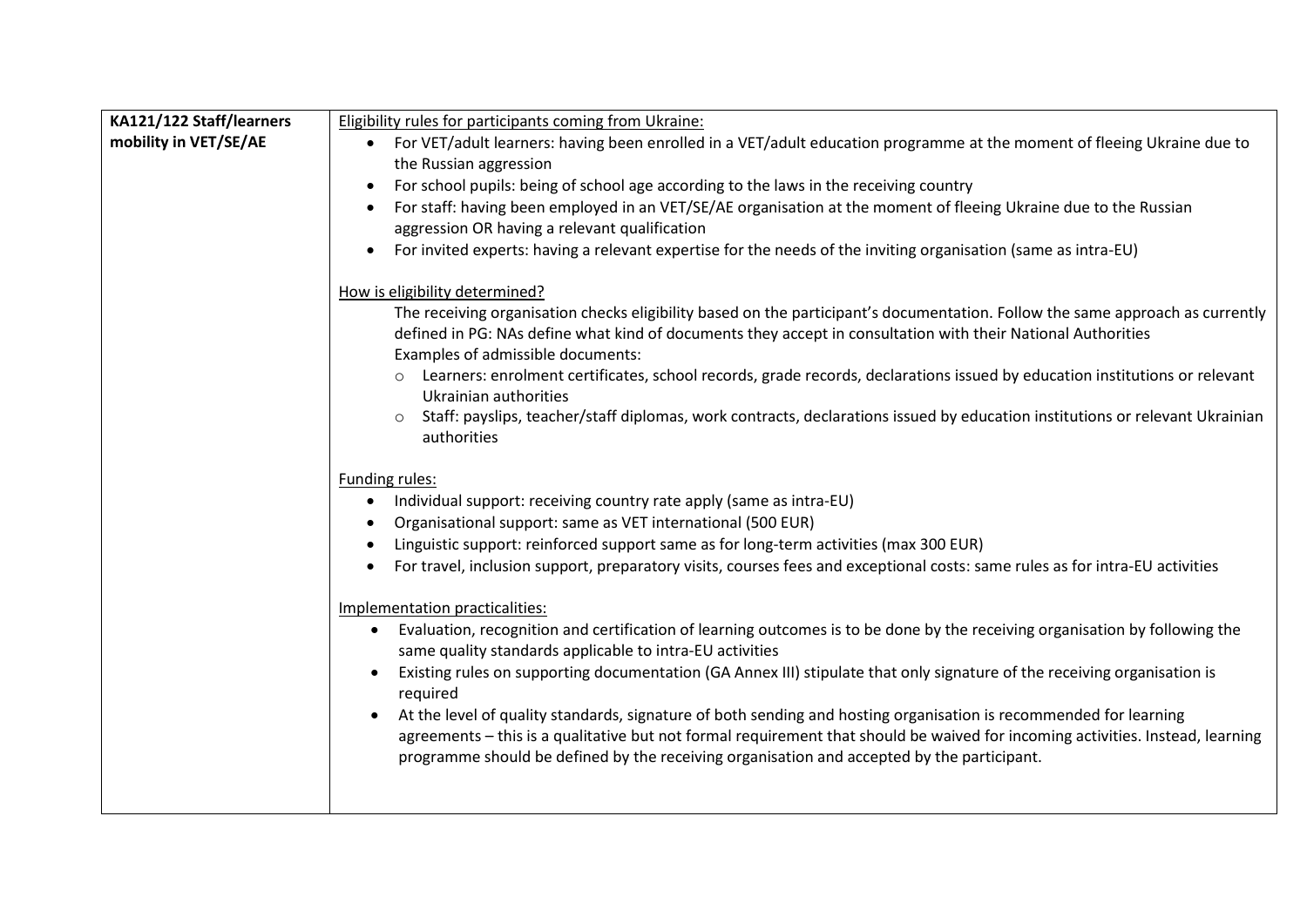| | |
|---|---|
| **KA121/122 Staff/learners mobility in VET/SE/AE** | <u>Eligibility rules for participants coming from Ukraine:</u><br>• For VET/adult learners: having been enrolled in a VET/adult education programme at the moment of fleeing Ukraine due to the Russian aggression<br>• For school pupils: being of school age according to the laws in the receiving country<br>• For staff: having been employed in an VET/SE/AE organisation at the moment of fleeing Ukraine due to the Russian aggression OR having a relevant qualification<br>• For invited experts: having a relevant expertise for the needs of the inviting organisation (same as intra-EU)<br><br><u>How is eligibility determined?</u><br>The receiving organisation checks eligibility based on the participant's documentation. Follow the same approach as currently defined in PG: NAs define what kind of documents they accept in consultation with their National Authorities<br>Examples of admissible documents:<br>○ Learners: enrolment certificates, school records, grade records, declarations issued by education institutions or relevant Ukrainian authorities<br>○ Staff: payslips, teacher/staff diplomas, work contracts, declarations issued by education institutions or relevant Ukrainian authorities<br><br><u>Funding rules:</u><br>• Individual support: receiving country rate apply (same as intra-EU)<br>• Organisational support: same as VET international (500 EUR)<br>• Linguistic support: reinforced support same as for long-term activities (max 300 EUR)<br>• For travel, inclusion support, preparatory visits, courses fees and exceptional costs: same rules as for intra-EU activities<br><br><u>Implementation practicalities:</u><br>• Evaluation, recognition and certification of learning outcomes is to be done by the receiving organisation by following the same quality standards applicable to intra-EU activities<br>• Existing rules on supporting documentation (GA Annex III) stipulate that only signature of the receiving organisation is required<br>• At the level of quality standards, signature of both sending and hosting organisation is recommended for learning agreements – this is a qualitative but not formal requirement that should be waived for incoming activities. Instead, learning programme should be defined by the receiving organisation and accepted by the participant. |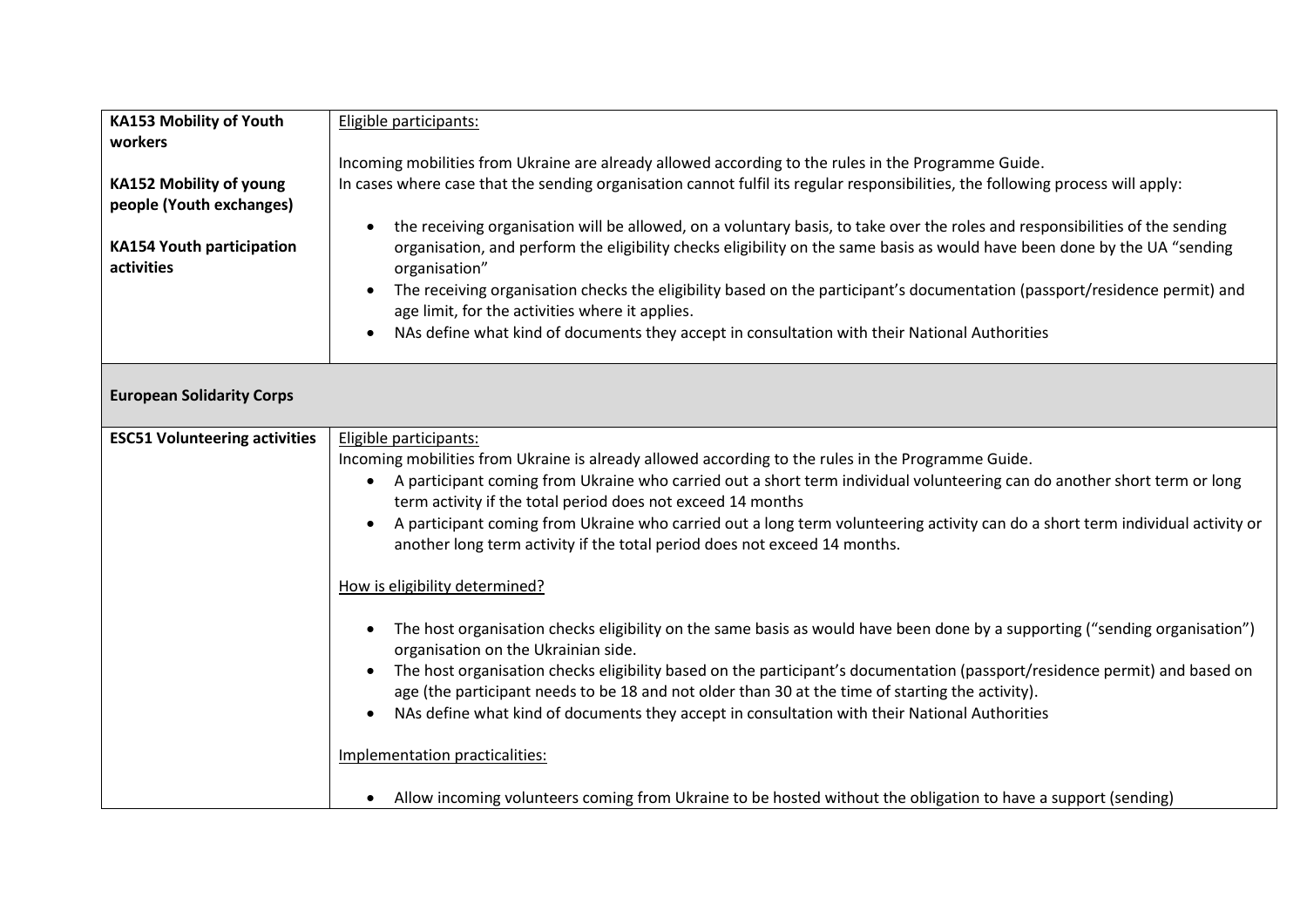| | |
|---|---|
| **KA153 Mobility of Youth workers**<br><br>**KA152 Mobility of young people (Youth exchanges)**<br><br>**KA154 Youth participation activities** | Eligible participants:<br><br>Incoming mobilities from Ukraine are already allowed according to the rules in the Programme Guide.<br>In cases where case that the sending organisation cannot fulfil its regular responsibilities, the following process will apply:<br><br>• the receiving organisation will be allowed, on a voluntary basis, to take over the roles and responsibilities of the sending organisation, and perform the eligibility checks eligibility on the same basis as would have been done by the UA "sending organisation"<br>• The receiving organisation checks the eligibility based on the participant's documentation (passport/residence permit) and age limit, for the activities where it applies.<br>• NAs define what kind of documents they accept in consultation with their National Authorities |
| **European Solidarity Corps** | |
| **ESC51 Volunteering activities** | Eligible participants:<br>Incoming mobilities from Ukraine is already allowed according to the rules in the Programme Guide.<br>• A participant coming from Ukraine who carried out a short term individual volunteering can do another short term or long term activity if the total period does not exceed 14 months<br>• A participant coming from Ukraine who carried out a long term volunteering activity can do a short term individual activity or another long term activity if the total period does not exceed 14 months.<br><br>How is eligibility determined?<br><br>• The host organisation checks eligibility on the same basis as would have been done by a supporting ("sending organisation") organisation on the Ukrainian side.<br>• The host organisation checks eligibility based on the participant's documentation (passport/residence permit) and based on age (the participant needs to be 18 and not older than 30 at the time of starting the activity).<br>• NAs define what kind of documents they accept in consultation with their National Authorities<br><br>Implementation practicalities:<br><br>• Allow incoming volunteers coming from Ukraine to be hosted without the obligation to have a support (sending) |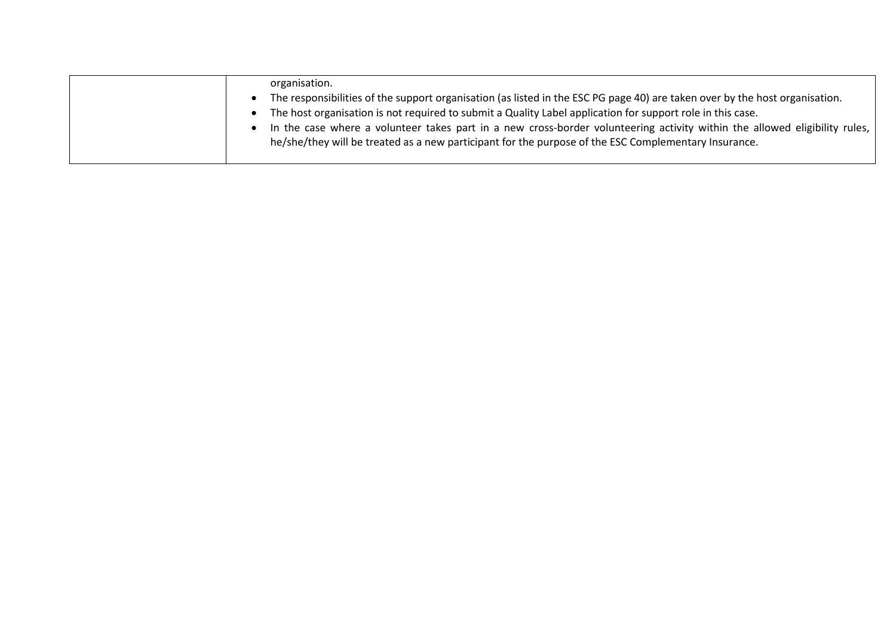| | |
|---|---|
| | organisation.<br>• The responsibilities of the support organisation (as listed in the ESC PG page 40) are taken over by the host organisation.<br>• The host organisation is not required to submit a Quality Label application for support role in this case.<br>• In the case where a volunteer takes part in a new cross-border volunteering activity within the allowed eligibility rules, he/she/they will be treated as a new participant for the purpose of the ESC Complementary Insurance. |